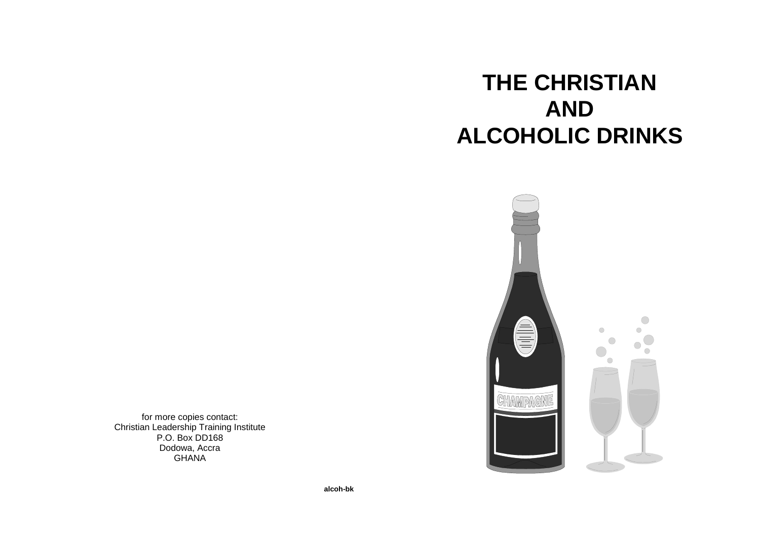# THE CHRISTIAN AND ALCOHOLIC DRINKS

for more copies contact:
Christian Leadership Training Institute
P.O. Box DD168
Dodowa, Accra
GHANA

alcoh-bk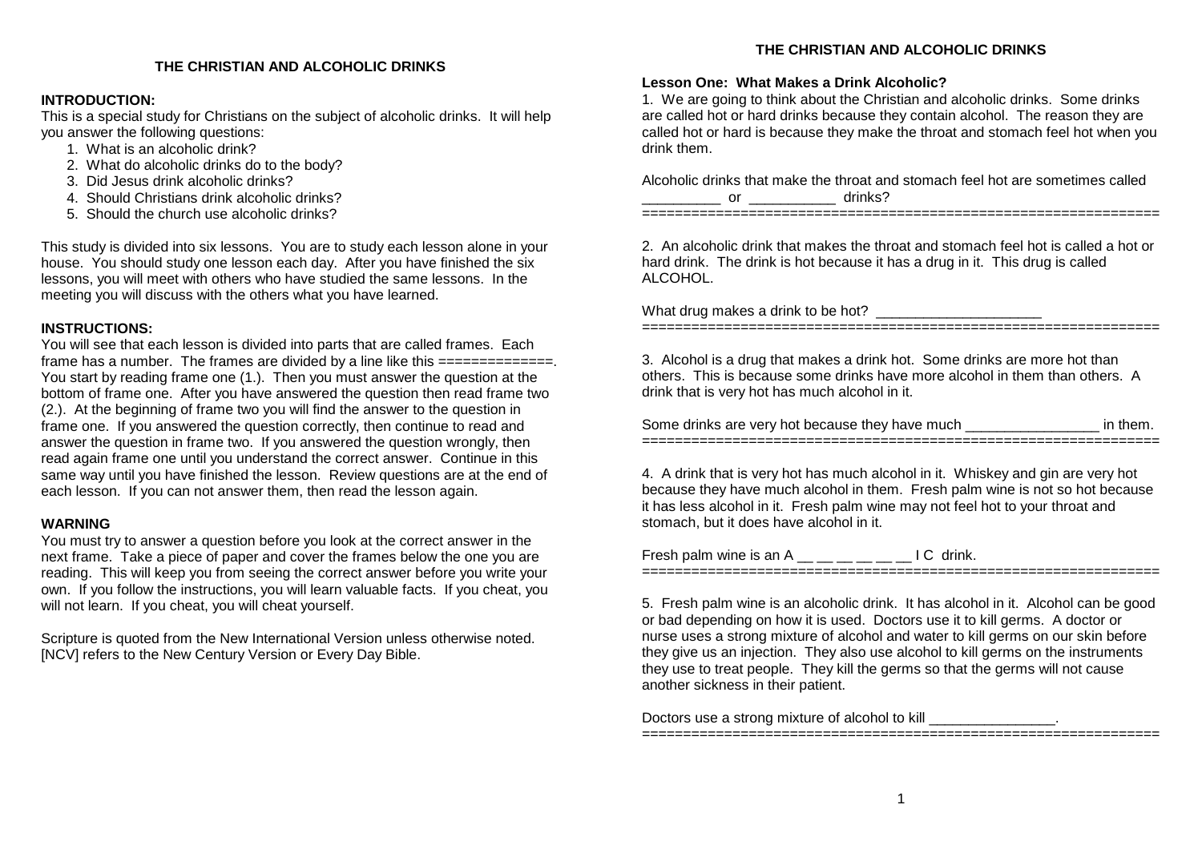## THE CHRISTIAN AND ALCOHOLIC DRINKS

### INTRODUCTION:

This is a special study for Christians on the subject of alcoholic drinks. It will help you answer the following questions:

1. What is an alcoholic drink?
2. What do alcoholic drinks do to the body?
3. Did Jesus drink alcoholic drinks?
4. Should Christians drink alcoholic drinks?
5. Should the church use alcoholic drinks?

This study is divided into six lessons. You are to study each lesson alone in your house. You should study one lesson each day. After you have finished the six lessons, you will meet with others who have studied the same lessons. In the meeting you will discuss with the others what you have learned.

### INSTRUCTIONS:

You will see that each lesson is divided into parts that are called frames. Each frame has a number. The frames are divided by a line like this ==============. You start by reading frame one (1.). Then you must answer the question at the bottom of frame one. After you have answered the question then read frame two (2.). At the beginning of frame two you will find the answer to the question in frame one. If you answered the question correctly, then continue to read and answer the question in frame two. If you answered the question wrongly, then read again frame one until you understand the correct answer. Continue in this same way until you have finished the lesson. Review questions are at the end of each lesson. If you can not answer them, then read the lesson again.

### WARNING

You must try to answer a question before you look at the correct answer in the next frame. Take a piece of paper and cover the frames below the one you are reading. This will keep you from seeing the correct answer before you write your own. If you follow the instructions, you will learn valuable facts. If you cheat, you will not learn. If you cheat, you will cheat yourself.

Scripture is quoted from the New International Version unless otherwise noted. [NCV] refers to the New Century Version or Every Day Bible.

## THE CHRISTIAN AND ALCOHOLIC DRINKS

### Lesson One: What Makes a Drink Alcoholic?

1. We are going to think about the Christian and alcoholic drinks. Some drinks are called hot or hard drinks because they contain alcohol. The reason they are called hot or hard is because they make the throat and stomach feel hot when you drink them.

Alcoholic drinks that make the throat and stomach feel hot are sometimes called __________ or ___________ drinks?

===============================================================

2. An alcoholic drink that makes the throat and stomach feel hot is called a hot or hard drink. The drink is hot because it has a drug in it. This drug is called ALCOHOL.

What drug makes a drink to be hot? _____________________

===============================================================

3. Alcohol is a drug that makes a drink hot. Some drinks are more hot than others. This is because some drinks have more alcohol in them than others. A drink that is very hot has much alcohol in it.

Some drinks are very hot because they have much _________________ in them.

===============================================================

4. A drink that is very hot has much alcohol in it. Whiskey and gin are very hot because they have much alcohol in them. Fresh palm wine is not so hot because it has less alcohol in it. Fresh palm wine may not feel hot to your throat and stomach, but it does have alcohol in it.

Fresh palm wine is an A __ __ __ __ __ __ I C drink.

===============================================================

5. Fresh palm wine is an alcoholic drink. It has alcohol in it. Alcohol can be good or bad depending on how it is used. Doctors use it to kill germs. A doctor or nurse uses a strong mixture of alcohol and water to kill germs on our skin before they give us an injection. They also use alcohol to kill germs on the instruments they use to treat people. They kill the germs so that the germs will not cause another sickness in their patient.

Doctors use a strong mixture of alcohol to kill ________________.

===============================================================